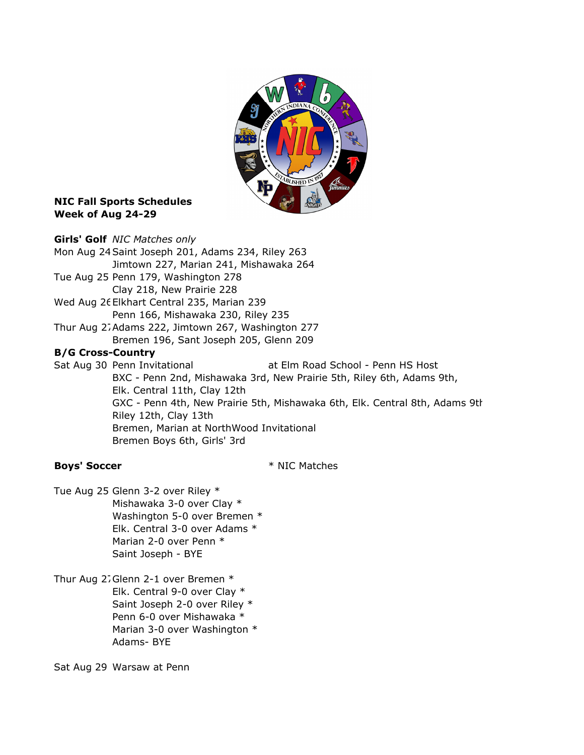**NIC Fall Sports Schedules**
**Week of Aug 24-29**

**Girls' Golf** *NIC Matches only*

Mon Aug 24 Saint Joseph 201, Adams 234, Riley 263
Jimtown 227, Marian 241, Mishawaka 264

Tue Aug 25 Penn 179, Washington 278
Clay 218, New Prairie 228

Wed Aug 26 Elkhart Central 235, Marian 239
Penn 166, Mishawaka 230, Riley 235

Thur Aug 27 Adams 222, Jimtown 267, Washington 277
Bremen 196, Sant Joseph 205, Glenn 209

**B/G Cross-Country**

Sat Aug 30 Penn Invitational at Elm Road School - Penn HS Host
BXC - Penn 2nd, Mishawaka 3rd, New Prairie 5th, Riley 6th, Adams 9th, Elk. Central 11th, Clay 12th
GXC - Penn 4th, New Prairie 5th, Mishawaka 6th, Elk. Central 8th, Adams 9th Riley 12th, Clay 13th
Bremen, Marian at NorthWood Invitational
Bremen Boys 6th, Girls' 3rd

**Boys' Soccer** * NIC Matches

Tue Aug 25 Glenn 3-2 over Riley *
Mishawaka 3-0 over Clay *
Washington 5-0 over Bremen *
Elk. Central 3-0 over Adams *
Marian 2-0 over Penn *
Saint Joseph - BYE

Thur Aug 27 Glenn 2-1 over Bremen *
Elk. Central 9-0 over Clay *
Saint Joseph 2-0 over Riley *
Penn 6-0 over Mishawaka *
Marian 3-0 over Washington *
Adams- BYE

Sat Aug 29 Warsaw at Penn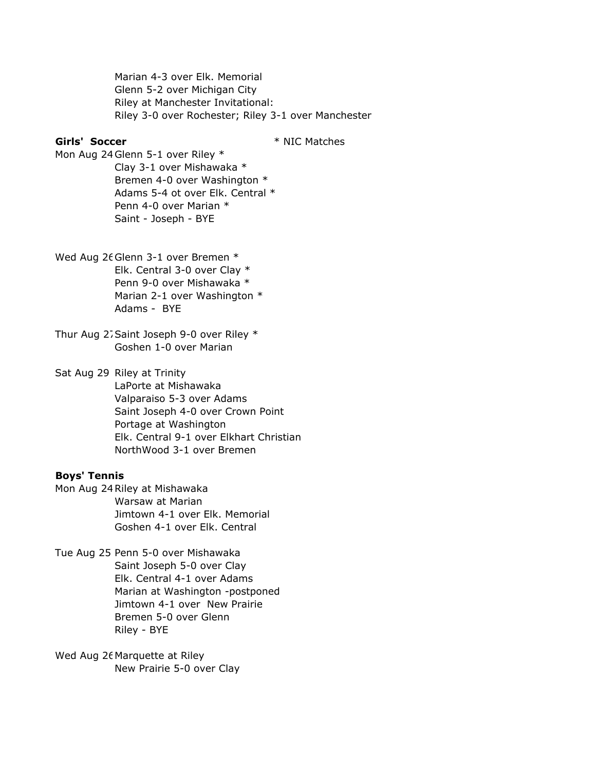Marian 4-3 over Elk. Memorial
Glenn 5-2 over Michigan City
Riley at Manchester Invitational:
Riley 3-0 over Rochester; Riley 3-1 over Manchester

**Girls' Soccer** * NIC Matches

Mon Aug 24 Glenn 5-1 over Riley *
Clay 3-1 over Mishawaka *
Bremen 4-0 over Washington *
Adams 5-4 ot over Elk. Central *
Penn 4-0 over Marian *
Saint - Joseph - BYE

Wed Aug 26 Glenn 3-1 over Bremen *
Elk. Central 3-0 over Clay *
Penn 9-0 over Mishawaka *
Marian 2-1 over Washington *
Adams - BYE

Thur Aug 27 Saint Joseph 9-0 over Riley *
Goshen 1-0 over Marian

Sat Aug 29 Riley at Trinity
LaPorte at Mishawaka
Valparaiso 5-3 over Adams
Saint Joseph 4-0 over Crown Point
Portage at Washington
Elk. Central 9-1 over Elkhart Christian
NorthWood 3-1 over Bremen

**Boys' Tennis**

Mon Aug 24 Riley at Mishawaka
Warsaw at Marian
Jimtown 4-1 over Elk. Memorial
Goshen 4-1 over Elk. Central

Tue Aug 25 Penn 5-0 over Mishawaka
Saint Joseph 5-0 over Clay
Elk. Central 4-1 over Adams
Marian at Washington -postponed
Jimtown 4-1 over New Prairie
Bremen 5-0 over Glenn
Riley - BYE

Wed Aug 26 Marquette at Riley
New Prairie 5-0 over Clay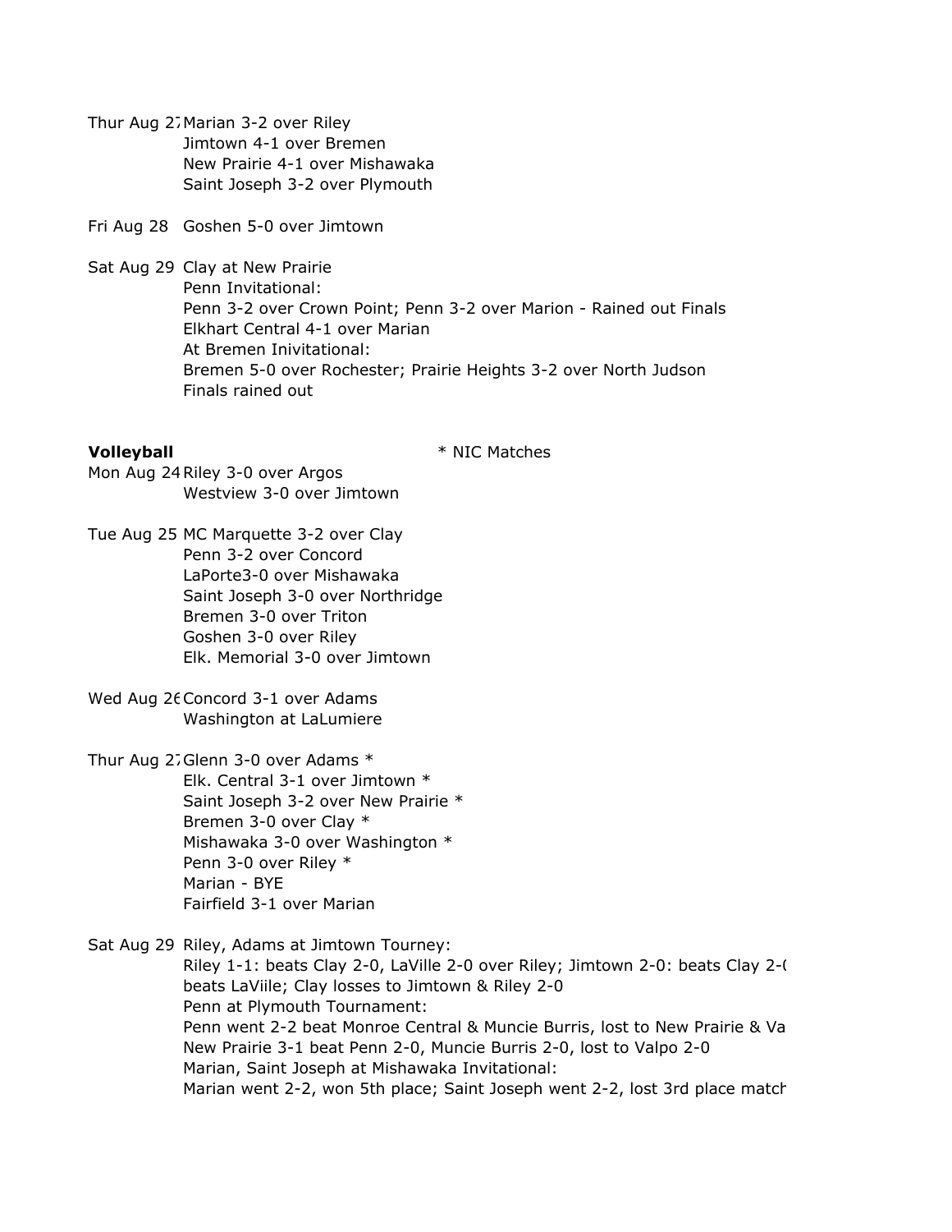Thur Aug 27 Marian 3-2 over Riley
Jimtown 4-1 over Bremen
New Prairie 4-1 over Mishawaka
Saint Joseph 3-2 over Plymouth

Fri Aug 28 Goshen 5-0 over Jimtown

Sat Aug 29 Clay at New Prairie
Penn Invitational:
Penn 3-2 over Crown Point; Penn 3-2 over Marion - Rained out Finals
Elkhart Central 4-1 over Marian
At Bremen Inivitational:
Bremen 5-0 over Rochester; Prairie Heights 3-2 over North Judson
Finals rained out

**Volleyball** * NIC Matches

Mon Aug 24 Riley 3-0 over Argos
Westview 3-0 over Jimtown

Tue Aug 25 MC Marquette 3-2 over Clay
Penn 3-2 over Concord
LaPorte3-0 over Mishawaka
Saint Joseph 3-0 over Northridge
Bremen 3-0 over Triton
Goshen 3-0 over Riley
Elk. Memorial 3-0 over Jimtown

Wed Aug 26 Concord 3-1 over Adams
Washington at LaLumiere

Thur Aug 27 Glenn 3-0 over Adams *
Elk. Central 3-1 over Jimtown *
Saint Joseph 3-2 over New Prairie *
Bremen 3-0 over Clay *
Mishawaka 3-0 over Washington *
Penn 3-0 over Riley *
Marian - BYE
Fairfield 3-1 over Marian

Sat Aug 29 Riley, Adams at Jimtown Tourney:
Riley 1-1: beats Clay 2-0, LaVille 2-0 over Riley; Jimtown 2-0: beats Clay 2-(
beats LaViile; Clay losses to Jimtown & Riley 2-0
Penn at Plymouth Tournament:
Penn went 2-2 beat Monroe Central & Muncie Burris, lost to New Prairie & Va
New Prairie 3-1 beat Penn 2-0, Muncie Burris 2-0, lost to Valpo 2-0
Marian, Saint Joseph at Mishawaka Invitational:
Marian went 2-2, won 5th place; Saint Joseph went 2-2, lost 3rd place match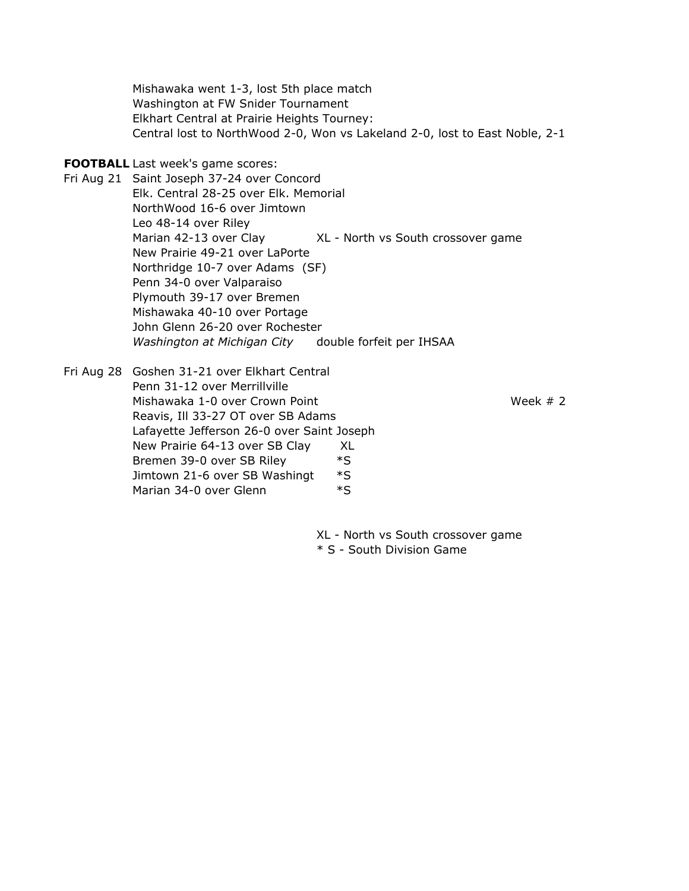Mishawaka went 1-3, lost 5th place match
Washington at FW Snider Tournament
Elkhart Central at Prairie Heights Tourney:
Central lost to NorthWood 2-0, Won vs Lakeland 2-0, lost to East Noble, 2-1

**FOOTBALL** Last week's game scores:

Fri Aug 21
- Saint Joseph 37-24 over Concord
- Elk. Central 28-25 over Elk. Memorial
- NorthWood 16-6 over Jimtown
- Leo 48-14 over Riley
- Marian 42-13 over Clay — XL - North vs South crossover game
- New Prairie 49-21 over LaPorte
- Northridge 10-7 over Adams (SF)
- Penn 34-0 over Valparaiso
- Plymouth 39-17 over Bremen
- Mishawaka 40-10 over Portage
- John Glenn 26-20 over Rochester
- *Washington at Michigan City* — double forfeit per IHSAA

Fri Aug 28 — Week # 2
- Goshen 31-21 over Elkhart Central
- Penn 31-12 over Merrillville
- Mishawaka 1-0 over Crown Point
- Reavis, Ill 33-27 OT over SB Adams
- Lafayette Jefferson 26-0 over Saint Joseph
- New Prairie 64-13 over SB Clay — XL
- Bremen 39-0 over SB Riley — *S
- Jimtown 21-6 over SB Washingt — *S
- Marian 34-0 over Glenn — *S

XL - North vs South crossover game
* S - South Division Game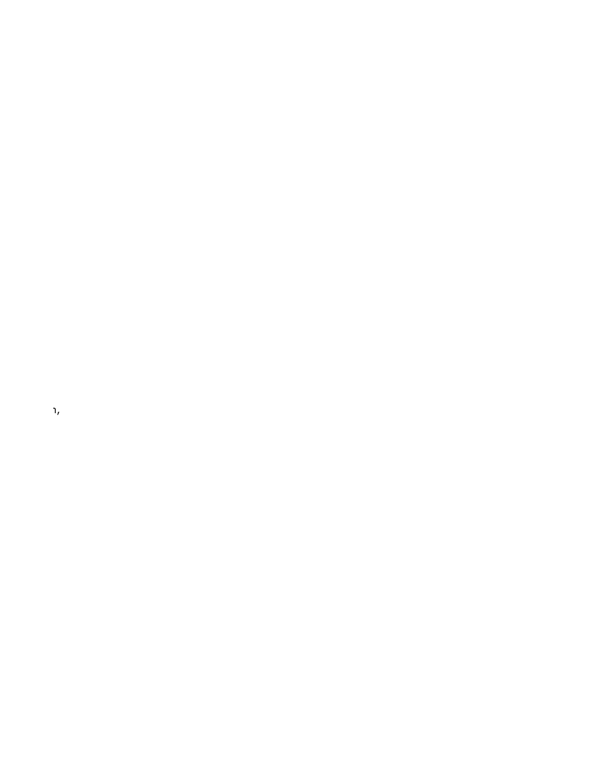ı,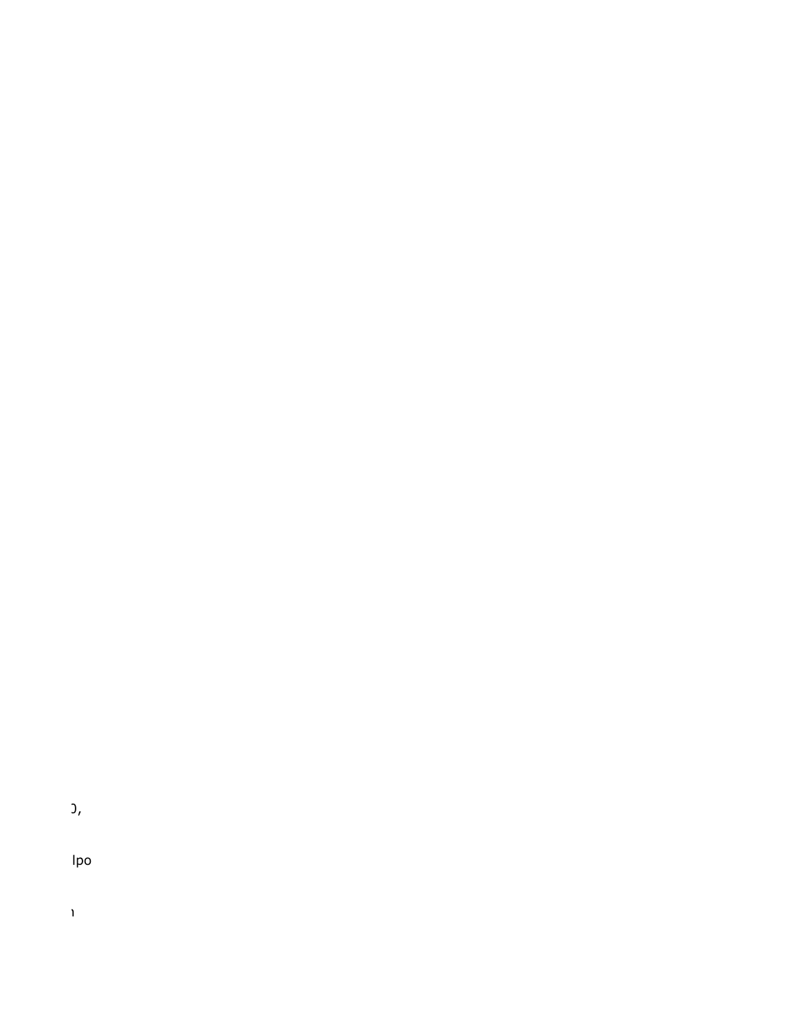),

lpo

ı